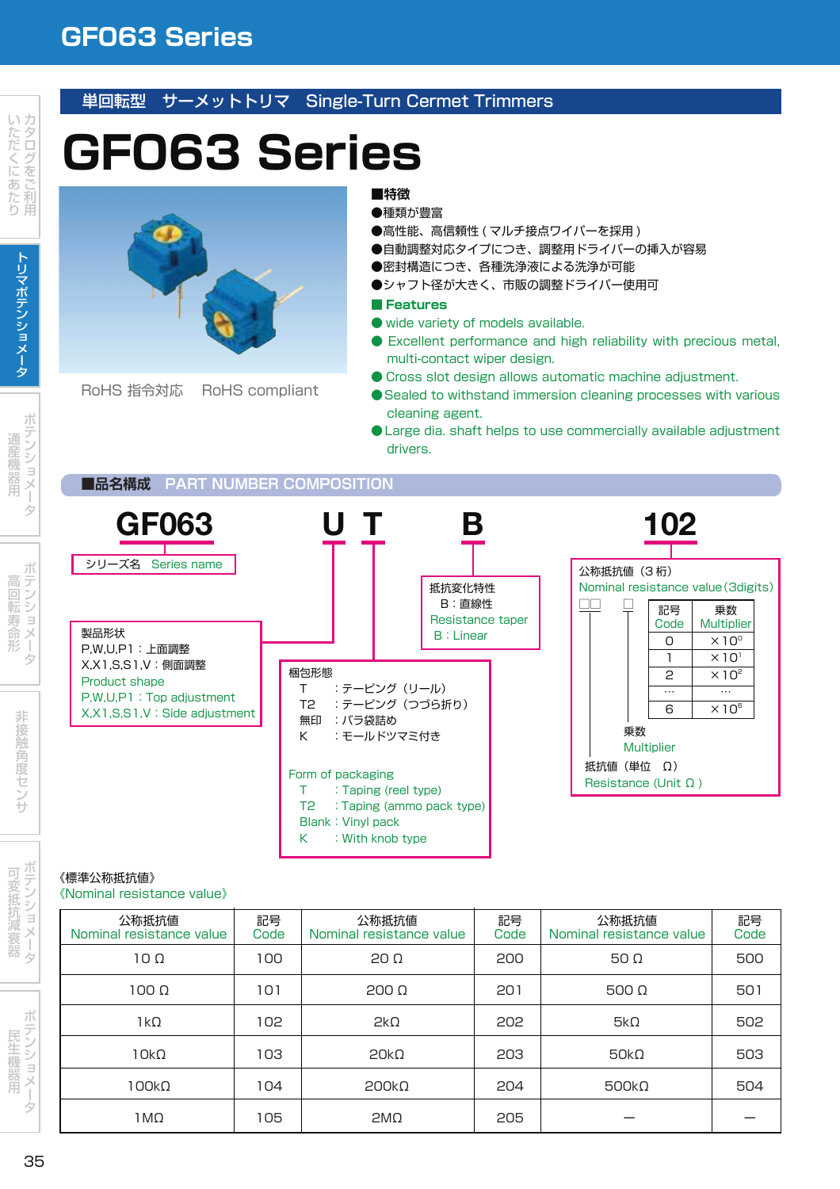# GF063 Series

## 単回転型　サーメットトリマ　Single-Turn Cermet Trimmers

# GF063 Series

RoHS 指令対応　RoHS compliant

■特徴
- ●種類が豊富
- ●高性能、高信頼性 ( マルチ接点ワイパーを採用 )
- ●自動調整対応タイプにつき、調整用ドライバーの挿入が容易
- ●密封構造につき、各種洗浄液による洗浄が可能
- ●シャフト径が大きく、市販の調整ドライバー使用可

■ **Features**
- ● wide variety of models available.
- ● Excellent performance and high reliability with precious metal, multi-contact wiper design.
- ● Cross slot design allows automatic machine adjustment.
- ● Sealed to withstand immersion cleaning processes with various cleaning agent.
- ● Large dia. shaft helps to use commercially available adjustment drivers.

## ■品名構成　PART NUMBER COMPOSITION

**GF063　U　T　B　102**

- **GF063**: シリーズ名　Series name
- **U**: 製品形状 Product shape
  - P,W,U,P1：上面調整 / P,W,U,P1 : Top adjustment
  - X,X1,S,S1,V：側面調整 / X,X1,S,S1,V : Side adjustment
- **T**: 梱包形態 Form of packaging
  - T　：テーピング（リール） / T : Taping (reel type)
  - T2　：テーピング（つづら折り） / T2 : Taping (ammo pack type)
  - 無印　：バラ袋詰め / Blank : Vinyl pack
  - K　：モールドツマミ付き / K : With knob type
- **B**: 抵抗変化特性 Resistance taper
  - B：直線性 / B : Linear
- **102**: 公称抵抗値（3 桁） Nominal resistance value (3digits)
  - □□：抵抗値（単位　Ω） Resistance (Unit Ω)
  - □：乗数 Multiplier

| 記号 Code | 乗数 Multiplier |
|---|---|
| 0 | $\times10^{0}$ |
| 1 | $\times10^{1}$ |
| 2 | $\times10^{2}$ |
| … | … |
| 6 | $\times10^{6}$ |

《標準公称抵抗値》
《Nominal resistance value》

| 公称抵抗値 Nominal resistance value | 記号 Code | 公称抵抗値 Nominal resistance value | 記号 Code | 公称抵抗値 Nominal resistance value | 記号 Code |
|---|---|---|---|---|---|
| 10 Ω | 100 | 20 Ω | 200 | 50 Ω | 500 |
| 100 Ω | 101 | 200 Ω | 201 | 500 Ω | 501 |
| 1kΩ | 102 | 2kΩ | 202 | 5kΩ | 502 |
| 10kΩ | 103 | 20kΩ | 203 | 50kΩ | 503 |
| 100kΩ | 104 | 200kΩ | 204 | 500kΩ | 504 |
| 1MΩ | 105 | 2MΩ | 205 | — | — |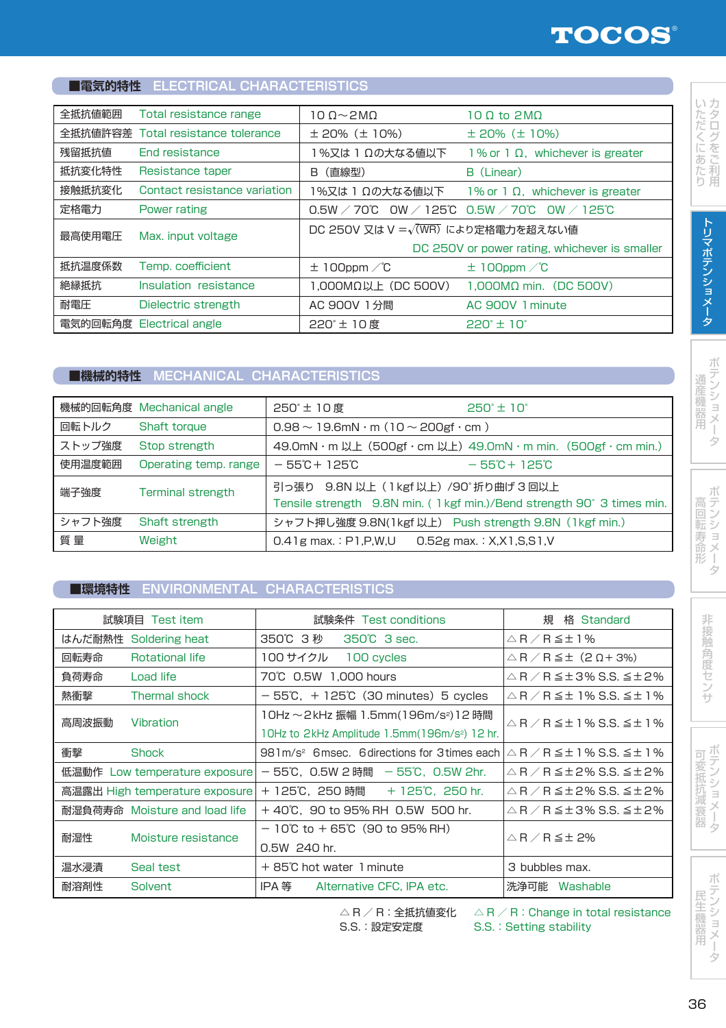## ■電気的特性　ELECTRICAL CHARACTERISTICS

| | | | |
|---|---|---|---|
| 全抵抗値範囲 | Total resistance range | 10 Ω〜2MΩ | 10 Ω to 2MΩ |
| 全抵抗値許容差 | Total resistance tolerance | ± 20%（± 10%） | ± 20%（± 10%） |
| 残留抵抗値 | End resistance | 1%又は 1 Ωの大なる値以下 | 1% or 1 Ω，whichever is greater |
| 抵抗変化特性 | Resistance taper | B（直線型） | B（Linear） |
| 接触抵抗変化 | Contact resistance variation | 1%又は 1 Ωの大なる値以下 | 1% or 1 Ω，whichever is greater |
| 定格電力 | Power rating | 0.5W ／ 70℃　0W ／ 125℃ | 0.5W ／ 70℃　0W ／ 125℃ |
| 最高使用電圧 | Max. input voltage | DC 250V 又は $V=\sqrt{(WR)}$ により定格電力を超えない値 | DC 250V or power rating, whichever is smaller |
| 抵抗温度係数 | Temp. coefficient | ± 100ppm ／℃ | ± 100ppm ／℃ |
| 絶縁抵抗 | Insulation resistance | 1,000MΩ以上（DC 500V） | 1,000MΩ min.（DC 500V） |
| 耐電圧 | Dielectric strength | AC 900V 1分間 | AC 900V 1 minute |
| 電気的回転角度 | Electrical angle | 220°± 10 度 | 220°± 10° |

## ■機械的特性　MECHANICAL CHARACTERISTICS

| | | | |
|---|---|---|---|
| 機械的回転角度 | Mechanical angle | 250°± 10 度 | 250°± 10° |
| 回転トルク | Shaft torque | 0.98 〜 19.6mN・m（10 〜 200gf・cm） | |
| ストップ強度 | Stop strength | 49.0mN・m 以上（500gf・cm 以上） | 49.0mN・m min.（500gf・cm min.） |
| 使用温度範囲 | Operating temp. range | − 55℃＋ 125℃ | − 55℃＋ 125℃ |
| 端子強度 | Terminal strength | 引っ張り　9.8N 以上（1kgf 以上）/90°折り曲げ 3 回以上 | Tensile strength　9.8N min.（1kgf min.)/Bend strength 90° 3 times min. |
| シャフト強度 | Shaft strength | シャフト押し強度 9.8N(1kgf 以上) | Push strength 9.8N（1kgf min.） |
| 質 量 | Weight | 0.41g max.：P1,P,W,U　0.52g max.：X,X1,S,S1,V | |

## ■環境特性　ENVIRONMENTAL CHARACTERISTICS

| 試験項目 Test item | 試験条件 Test conditions | 規　格 Standard |
|---|---|---|
| はんだ耐熱性 Soldering heat | 350℃ 3 秒　350℃ 3 sec. | △R／R≦± 1% |
| 回転寿命 Rotational life | 100 サイクル　100 cycles | △R／R≦±（2 Ω+ 3%） |
| 負荷寿命 Load life | 70℃ 0.5W 1,000 hours | △R／R≦± 3% S.S. ≦± 2% |
| 熱衝撃 Thermal shock | − 55℃，＋ 125℃（30 minutes）5 cycles | △R／R≦± 1% S.S. ≦± 1% |
| 高周波振動 Vibration | 10Hz 〜2kHz 振幅 1.5mm(196m/s²) 12 時間<br>10Hz to 2kHz Amplitude 1.5mm(196m/s²) 12 hr. | △R／R≦± 1% S.S. ≦± 1% |
| 衝撃 Shock | 981m/s² 6msec. 6directions for 3times each | △R／R≦± 1% S.S. ≦± 1% |
| 低温動作 Low temperature exposure | − 55℃，0.5W 2 時間　− 55℃，0.5W 2hr. | △R／R≦± 2% S.S. ≦± 2% |
| 高温露出 High temperature exposure | ＋ 125℃，250 時間　＋ 125℃，250 hr. | △R／R≦± 2% S.S. ≦± 2% |
| 耐湿負荷寿命 Moisture and load life | ＋ 40℃，90 to 95% RH 0.5W 500 hr. | △R／R≦± 3% S.S. ≦± 2% |
| 耐湿性 Moisture resistance | − 10℃ to ＋ 65℃（90 to 95% RH）<br>0.5W 240 hr. | △R／R≦± 2% |
| 温水浸漬 Seal test | ＋ 85℃ hot water 1 minute | 3 bubbles max. |
| 耐溶剤性 Solvent | IPA 等　Alternative CFC, IPA etc. | 洗浄可能　Washable |

△R／R：全抵抗値変化　S.S.：設定安定度
△R／R：Change in total resistance　S.S.：Setting stability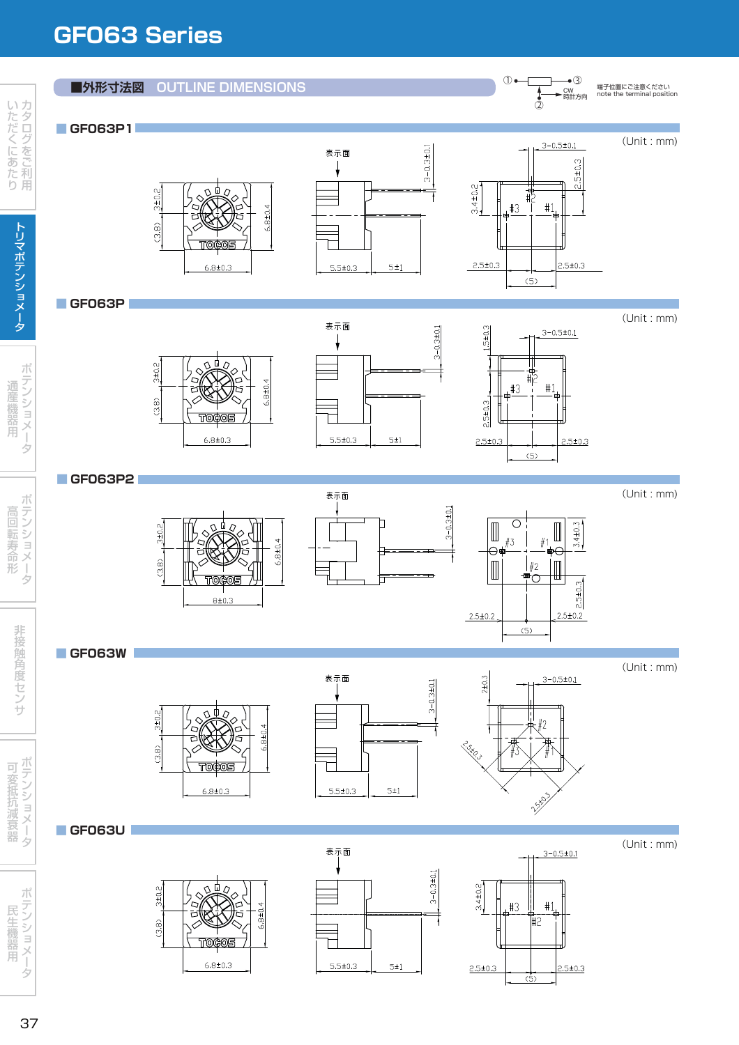# GF063 Series

## ■外形寸法図　OUTLINE DIMENSIONS

①—③ CW 時計方向 ②

端子位置にご注意ください
note the terminal position

### GF063P1

(Unit : mm)

表示面

3±0.2, (3.8), 6.8±0.4, 6.8±0.3, 5.5±0.3, 5±1, 3-0.3±0.1, 3-0.5±0.1, 2.5±0.3, 3.4±0.2, #3, #2, #1, 2.5±0.3, 2.5±0.3, (5)

### GF063P

(Unit : mm)

表示面

3±0.2, (3.8), 6.8±0.4, 6.8±0.3, 5.5±0.3, 5±1, 3-0.3±0.1, 1.5±0.3, 3-0.5±0.1, #3, #2, #1, 2.5±0.3, 2.5±0.3, 2.5±0.3, (5)

### GF063P2

(Unit : mm)

表示面

3±0.2, (3.8), 6.8±0.4, 8±0.3, 3-0.3±0.1, #3, #1, #2, 3.4±0.3, 2.5±0.3, 2.5±0.2, 2.5±0.2, (5)

### GF063W

(Unit : mm)

表示面

3±0.2, (3.8), 6.8±0.4, 6.8±0.3, 5.5±0.3, 5±1, 3-0.3±0.1, 2±0.3, 3-0.5±0.1, #2, #3, #1, 2.5±0.3, 2.5±0.3

### GF063U

(Unit : mm)

表示面

3±0.2, (3.8), 6.8±0.4, 6.8±0.3, 5.5±0.3, 5±1, 3-0.3±0.1, 3.4±0.2, 3-0.5±0.1, #3, #1, #2, 2.5±0.3, 2.5±0.3, (5)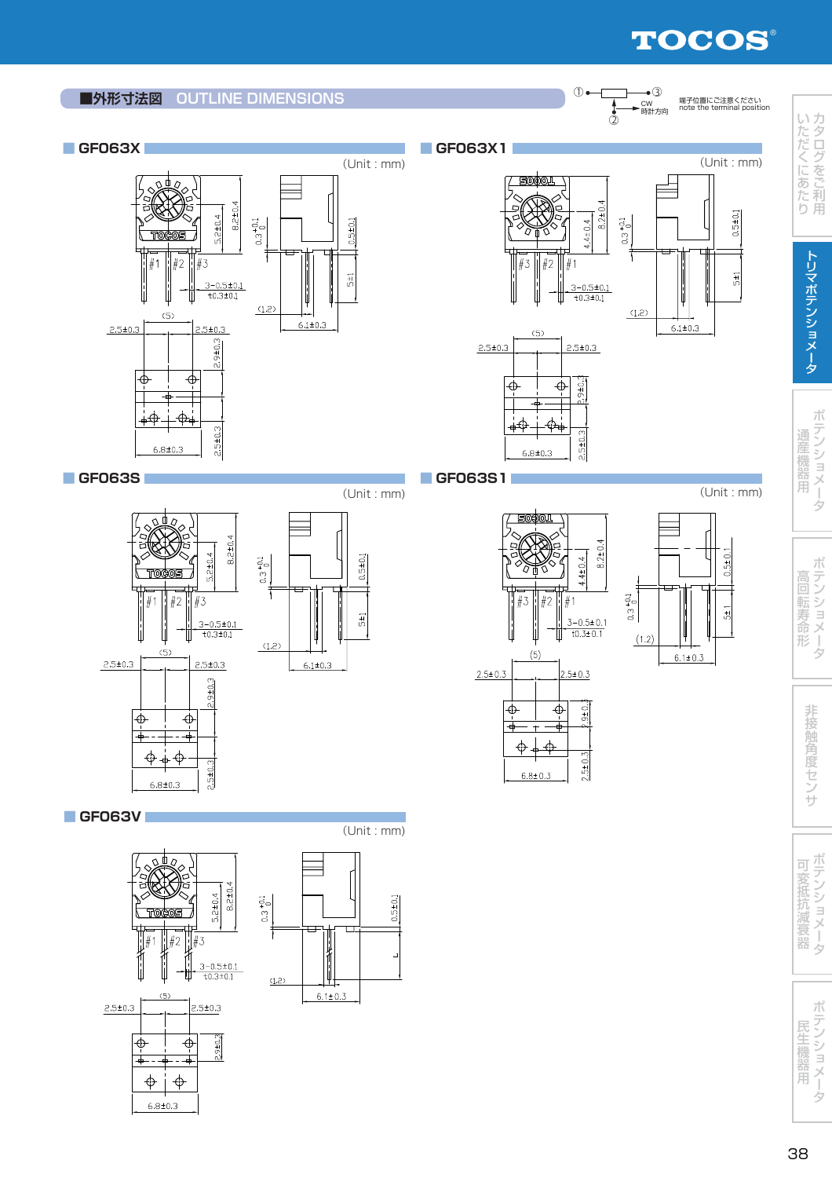## ■外形寸法図　OUTLINE DIMENSIONS

①—③
②
CW
時計方向

端子位置にご注意ください
note the terminal position

### GF063X

(Unit : mm)

8.2±0.4
5.2±0.4
$0.3^{+0.1}_{0}$
0.5±0.1
#1 #2 #3
3−0.5±0.1
t0.3±0.1
5±1
(1.2)
6.1±0.3
(5)
2.5±0.3
2.5±0.3
2.9±0.3
6.8±0.3
2.5±0.3

### GF063X1

(Unit : mm)

8.2±0.4
4.4±0.4
$0.3^{+0.1}_{0}$
0.5±0.1
#3 #2 #1
3−0.5±0.1
t0.3±0.1
5±1
(1.2)
6.1±0.3
(5)
2.5±0.3
2.5±0.3
2.9±0.3
6.8±0.3
2.5±0.3

### GF063S

(Unit : mm)

8.2±0.4
5.2±0.4
$0.3^{+0.1}_{0}$
0.5±0.1
#1 #2 #3
3−0.5±0.1
t0.3±0.1
5±1
(1.2)
6.1±0.3
(5)
2.5±0.3
2.5±0.3
2.9±0.3
6.8±0.3
2.5±0.3

### GF063S1

(Unit : mm)

8.2±0.4
4.4±0.4
$0.3^{+0.1}_{0}$
0.5±0.1
#3 #2 #1
3−0.5±0.1
t0.3±0.1
5±1
(1.2)
6.1±0.3
(5)
2.5±0.3
2.5±0.3
2.9±0.3
6.8±0.3
2.5±0.3

### GF063V

(Unit : mm)

8.2±0.4
5.2±0.4
$0.3^{+0.1}_{0}$
0.5±0.1
#1 #2 #3
3−0.5±0.1
t0.3±0.1
L
(1.2)
6.1±0.3
(5)
2.5±0.3
2.5±0.3
2.9±0.3
6.8±0.3

カタログをご利用いただくにあたり
トリマポテンショメータ
通産機器用ポテンショメータ
高回転寿命形ポテンショメータ
非接触角度センサ
可変抵抗減衰器ポテンショメータ
民生機器用ポテンショメータ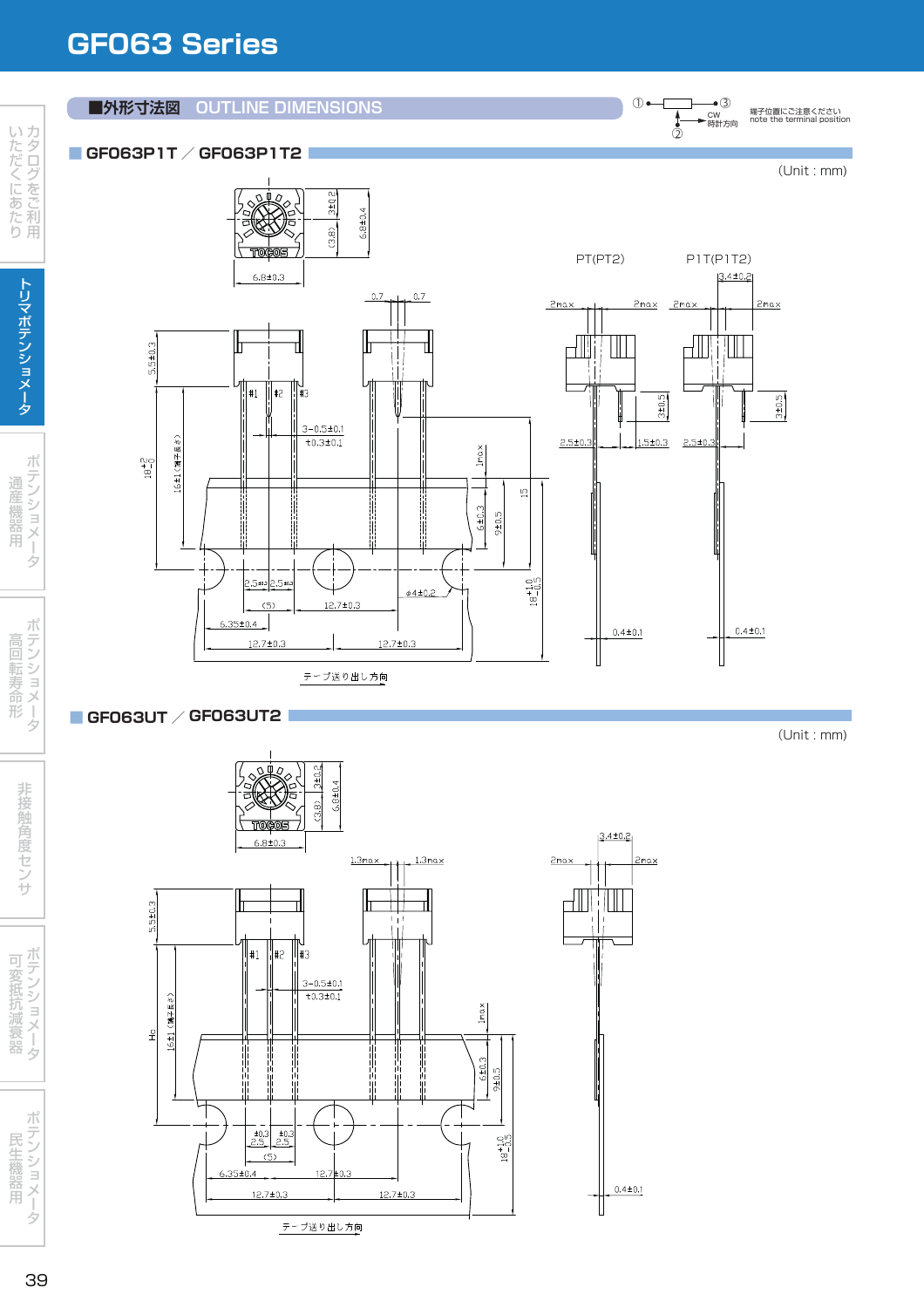# GF063 Series

## ■外形寸法図　OUTLINE DIMENSIONS

① ③ ② CW 時計方向

端子位置にご注意ください
note the terminal position

### GF063P1T ／ GF063P1T2

(Unit : mm)

6.8±0.3　3±0.2　(3.8)　6.8±0.4　TOCOS

PT(PT2)　P1T(P1T2)

0.7　0.7　2max　2max　2max　2max　3.4±0.2

5.5±0.3　#1　#2　#3　3−0.5±0.1　t0.3±0.1　$18^{+2}_{-0}$　16±1（端子長さ）　1max　15　6±0.3　9±0.5　3±0.5　3±0.5　2.5±0.3　1.5±0.3　2.5±0.3

2.5±0.3　2.5±0.3　(5)　12.7±0.3　φ4±0.2　$18^{+1.0}_{-0.5}$　6.35±0.4　12.7±0.3　12.7±0.3　0.4±0.1　0.4±0.1

テープ送り出し方向

### GF063UT ／ GF063UT2

(Unit : mm)

6.8±0.3　3±0.2　(3.8)　6.8±0.4　TOCOS

1.3max　1.3max　3.4±0.2　2max　2max

5.5±0.3　#1　#2　#3　3−0.5±0.1　t0.3±0.1　Hc　16±1（端子長さ）　1max　6±0.3　9±0.5

2.5±0.3　2.5±0.3　(5)　12.7±0.3　$18^{+1.0}_{-0.5}$　6.35±0.4　12.7±0.3　12.7±0.3　0.4±0.1

テープ送り出し方向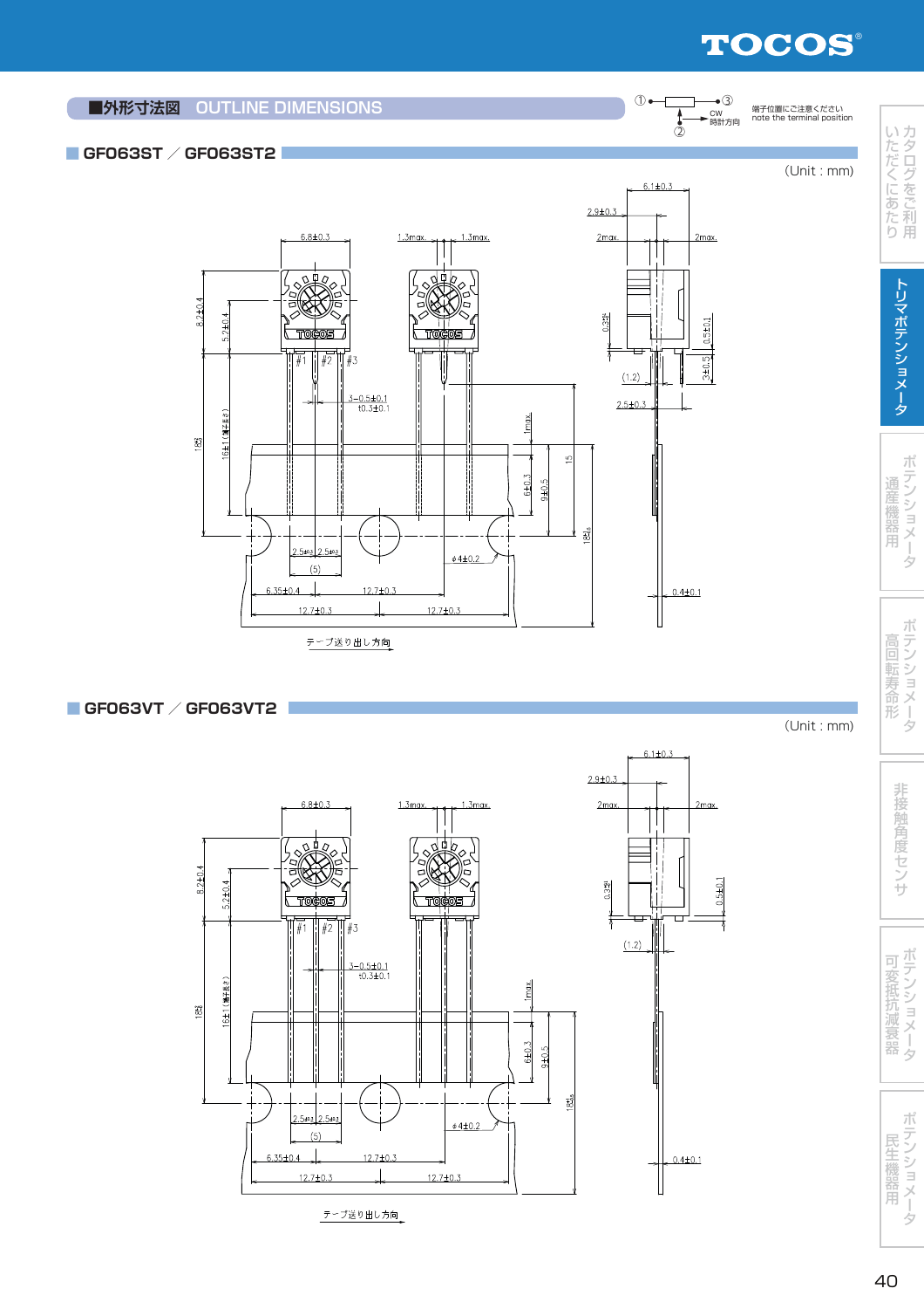## ■外形寸法図　OUTLINE DIMENSIONS

① ② ③ CW 時計方向

端子位置にご注意ください
note the terminal position

### GF063ST ／ GF063ST2

(Unit : mm)

6.8±0.3　1.3max.　1.3max.　6.1±0.3　2.9±0.3　2max.　2max.
8.2±0.4　5.2±0.4　#1　#2　#3　0.35　0.5±0.1　3±0.5　(1.2)　2.5±0.3
3−0.5±0.1　t0.3±0.1
18　16±1(端子長さ)　1max.　6±0.3　9±0.5　15　18
2.5　2.5　(5)　φ4±0.2
6.35±0.4　12.7±0.3　0.4±0.1
12.7±0.3　12.7±0.3

テープ送り出し方向

### GF063VT ／ GF063VT2

(Unit : mm)

6.8±0.3　1.3max.　1.3max.　6.1±0.3　2.9±0.3　2max.　2max.
8.2±0.4　5.2±0.4　#1　#2　#3　0.35　0.5±0.1　(1.2)
3−0.5±0.1　t0.3±0.1
18　16±1(端子長さ)　1max.　6±0.3　9±0.5　18
2.5　2.5　(5)　φ4±0.2
6.35±0.4　12.7±0.3　0.4±0.1
12.7±0.3　12.7±0.3

テープ送り出し方向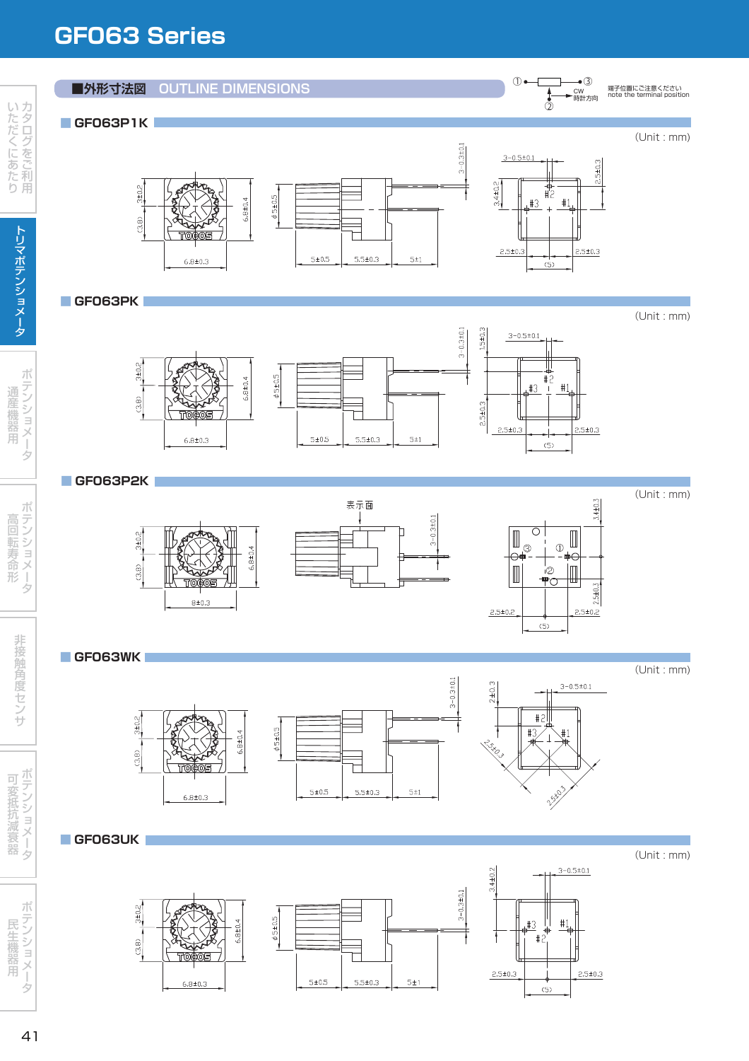# GF063 Series

## ■外形寸法図　OUTLINE DIMENSIONS

①—③ CW 時計方向 ②

端子位置にご注意ください
note the terminal position

### GF063P1K

(Unit : mm)

### GF063PK

(Unit : mm)

### GF063P2K

(Unit : mm)

### GF063WK

(Unit : mm)

### GF063UK

(Unit : mm)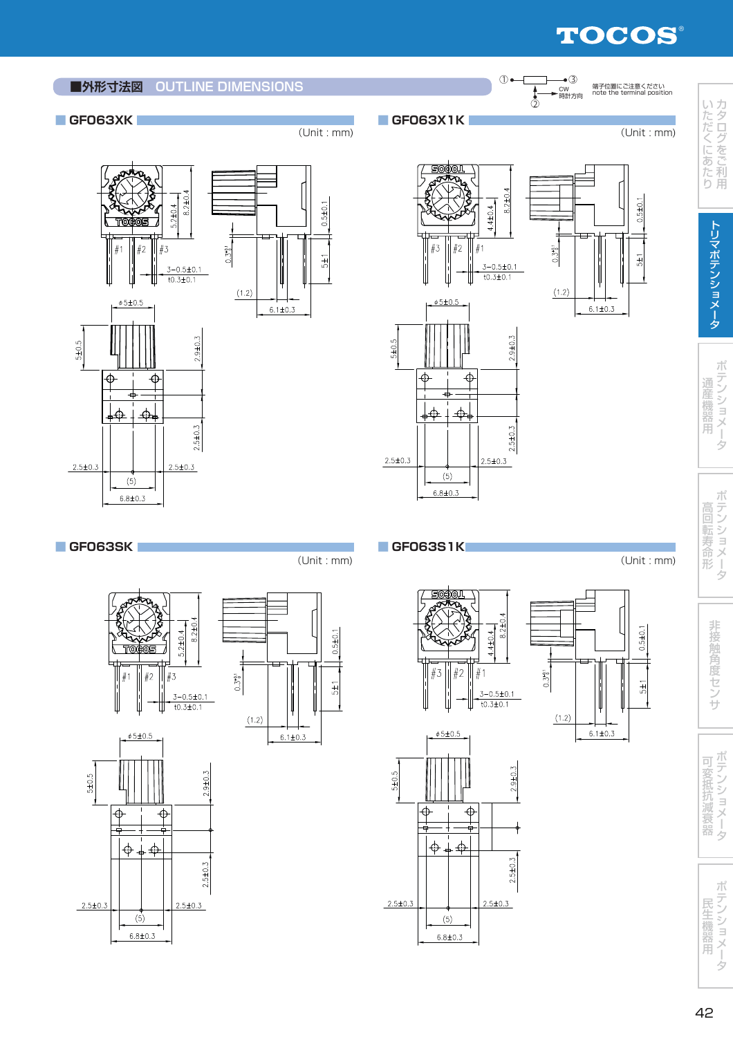## ■外形寸法図 OUTLINE DIMENSIONS

①—③ CW 時計方向 ②

端子位置にご注意ください
note the terminal position

### GF063XK

(Unit : mm)

8.2±0.4
5.2±0.4
#1 #2 #3
3−0.5±0.1
t0.3±0.1
0.5±0.1
0.3
5±1
(1.2)
6.1±0.3
φ5±0.5
5±0.5
2.9±0.3
2.5±0.3
2.5±0.3
2.5±0.3
(5)
6.8±0.3

### GF063X1K

(Unit : mm)

8.2±0.4
4.4±0.4
#3 #2 #1
3−0.5±0.1
t0.3±0.1
0.5±0.1
0.3
5±1
(1.2)
6.1±0.3
φ5±0.5
5±0.5
2.9±0.3
2.5±0.3
2.5±0.3
2.5±0.3
(5)
6.8±0.3

### GF063SK

(Unit : mm)

8.2±0.4
5.2±0.4
#1 #2 #3
3−0.5±0.1
t0.3±0.1
0.5±0.1
0.3
5±1
(1.2)
6.1±0.3
φ5±0.5
5±0.5
2.9±0.3
2.5±0.3
2.5±0.3
2.5±0.3
(5)
6.8±0.3

### GF063S1K

(Unit : mm)

8.2±0.4
4.4±0.4
#3 #2 #1
3−0.5±0.1
t0.3±0.1
0.5±0.1
0.3
5±1
(1.2)
6.1±0.3
φ5±0.5
5±0.5
2.9±0.3
2.5±0.3
2.5±0.3
2.5±0.3
(5)
6.8±0.3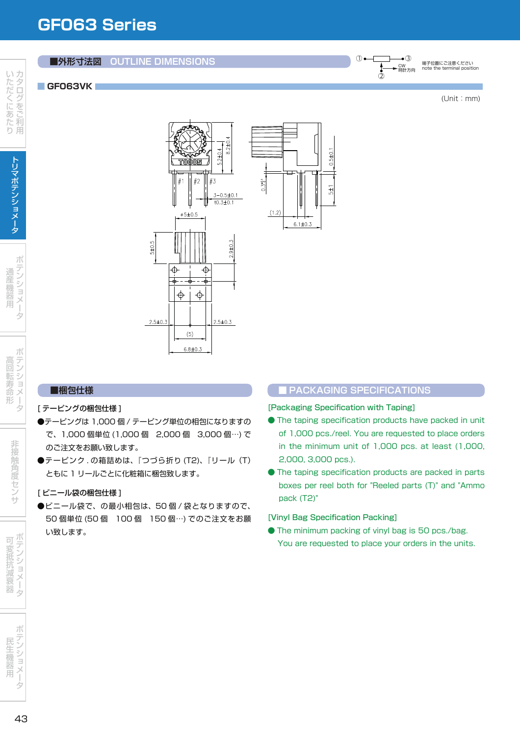# GF063 Series

## ■外形寸法図　OUTLINE DIMENSIONS

①　③　②　CW 時計方向

端子位置にご注意ください
note the terminal position

### GF063VK

(Unit：mm)

TOCOS
#1 #2 #3
5.2±0.4
8.2±0.4
3−0.5±0.1
t0.3±0.1
φ5±0.5
0.5±0.1
0.3
5±1
(1.2)
6.1±0.3
5±0.5
2.9±0.3
2.5±0.3
2.5±0.3
(5)
6.8±0.3

## ■梱包仕様

[ テーピングの梱包仕様 ]

●テーピングは 1,000 個 / テーピング単位の相包になりますので、1,000 個単位 (1,000 個　2,000 個　3,000 個…) でのご注文をお願い致します。

●テーピンク . の箱詰めは、『つづら折り (T2)、『リール（T) ともに 1 リールごとに化粧箱に梱包致します。

[ ビニール袋の梱包仕様 ]

●ビニール袋で、の最小相包は、50 個 / 袋となりますので、50 個単位 (50 個　100 個　150 個…) でのご注文をお願い致します。

## ■ PACKAGING SPECIFICATIONS

[Packaging Specification with Taping]

● The taping specification products have packed in unit of 1,000 pcs./reel. You are requested to place orders in the minimum unit of 1,000 pcs. at least (1,000, 2,000, 3,000 pcs.).

● The taping specification products are packed in parts boxes per reel both for "Reeled parts (T)" and "Ammo pack (T2)"

[Vinyl Bag Specification Packing]

● The minimum packing of vinyl bag is 50 pcs./bag. You are requested to place your orders in the units.